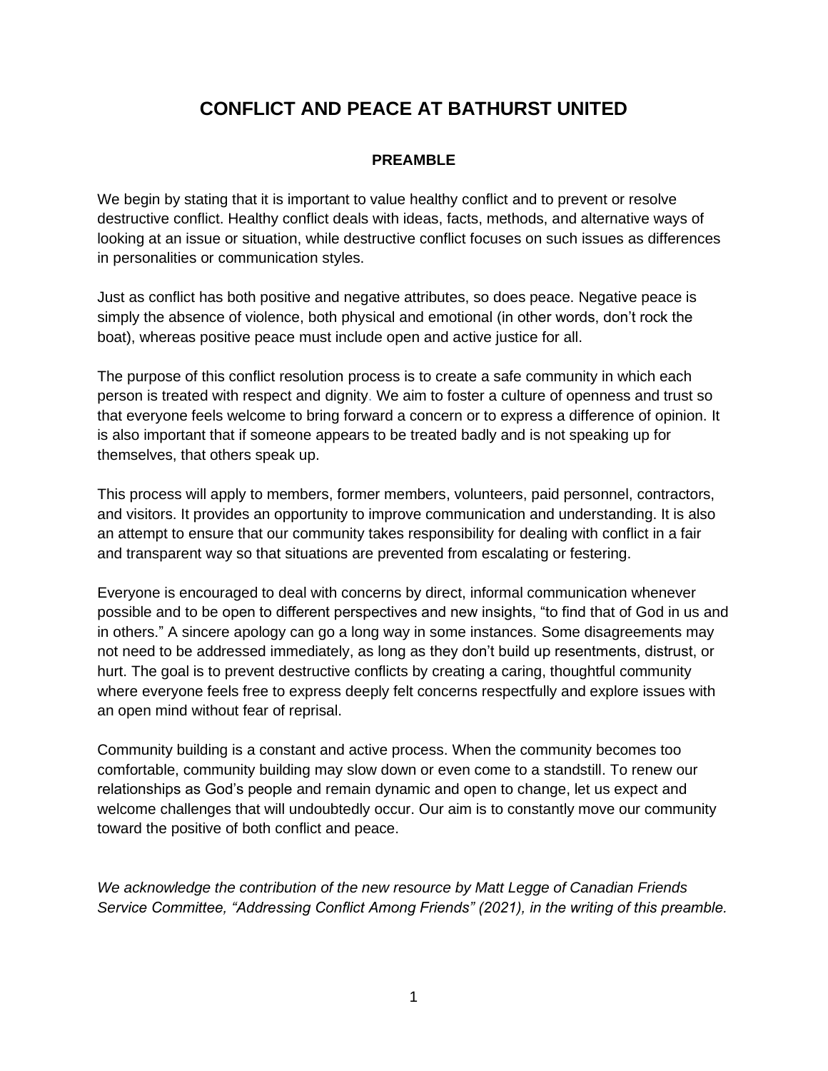# CONFLICT AND PEACE AT BATHURST UNITED

## PREAMBLE

We begin by stating that it is important to value healthy conflict and to prevent or resolve destructive conflict. Healthy conflict deals with ideas, facts, methods, and alternative ways of looking at an issue or situation, while destructive conflict focuses on such issues as differences in personalities or communication styles.

Just as conflict has both positive and negative attributes, so does peace. Negative peace is simply the absence of violence, both physical and emotional (in other words, don't rock the boat), whereas positive peace must include open and active justice for all.

The purpose of this conflict resolution process is to create a safe community in which each person is treated with respect and dignity. We aim to foster a culture of openness and trust so that everyone feels welcome to bring forward a concern or to express a difference of opinion. It is also important that if someone appears to be treated badly and is not speaking up for themselves, that others speak up.

This process will apply to members, former members, volunteers, paid personnel, contractors, and visitors. It provides an opportunity to improve communication and understanding. It is also an attempt to ensure that our community takes responsibility for dealing with conflict in a fair and transparent way so that situations are prevented from escalating or festering.

Everyone is encouraged to deal with concerns by direct, informal communication whenever possible and to be open to different perspectives and new insights, "to find that of God in us and in others." A sincere apology can go a long way in some instances. Some disagreements may not need to be addressed immediately, as long as they don't build up resentments, distrust, or hurt. The goal is to prevent destructive conflicts by creating a caring, thoughtful community where everyone feels free to express deeply felt concerns respectfully and explore issues with an open mind without fear of reprisal.

Community building is a constant and active process. When the community becomes too comfortable, community building may slow down or even come to a standstill. To renew our relationships as God's people and remain dynamic and open to change, let us expect and welcome challenges that will undoubtedly occur. Our aim is to constantly move our community toward the positive of both conflict and peace.

*We acknowledge the contribution of the new resource by Matt Legge of Canadian Friends Service Committee, "Addressing Conflict Among Friends" (2021), in the writing of this preamble.*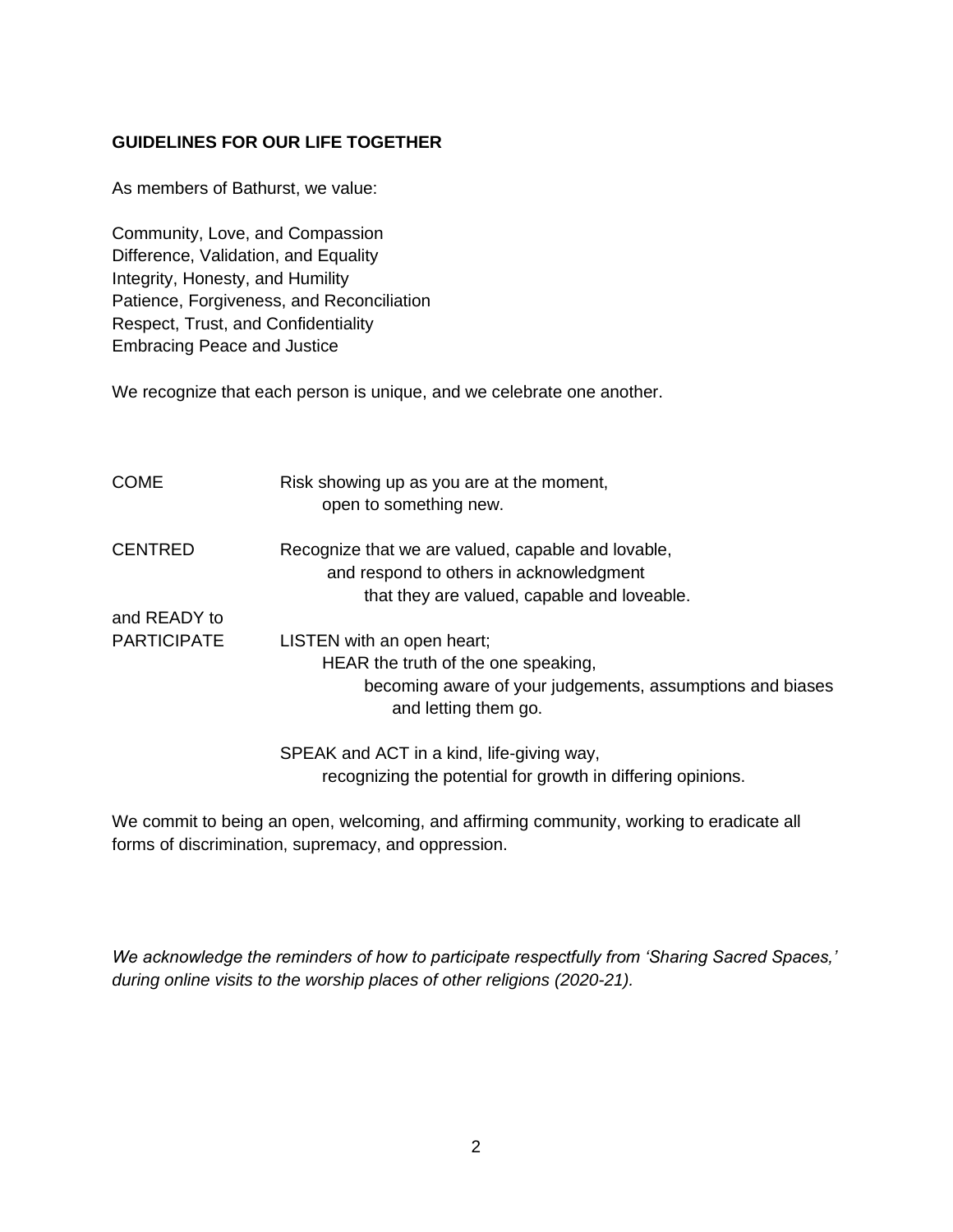**GUIDELINES FOR OUR LIFE TOGETHER**

As members of Bathurst, we value:

Community, Love, and Compassion
Difference, Validation, and Equality
Integrity, Honesty, and Humility
Patience, Forgiveness, and Reconciliation
Respect, Trust, and Confidentiality
Embracing Peace and Justice

We recognize that each person is unique, and we celebrate one another.

COME — Risk showing up as you are at the moment,
open to something new.

CENTRED — Recognize that we are valued, capable and lovable,
and respond to others in acknowledgment
that they are valued, capable and loveable.

and READY to PARTICIPATE — LISTEN with an open heart;
HEAR the truth of the one speaking,
becoming aware of your judgements, assumptions and biases
and letting them go.

SPEAK and ACT in a kind, life-giving way,
recognizing the potential for growth in differing opinions.

We commit to being an open, welcoming, and affirming community, working to eradicate all forms of discrimination, supremacy, and oppression.

*We acknowledge the reminders of how to participate respectfully from 'Sharing Sacred Spaces,' during online visits to the worship places of other religions (2020-21).*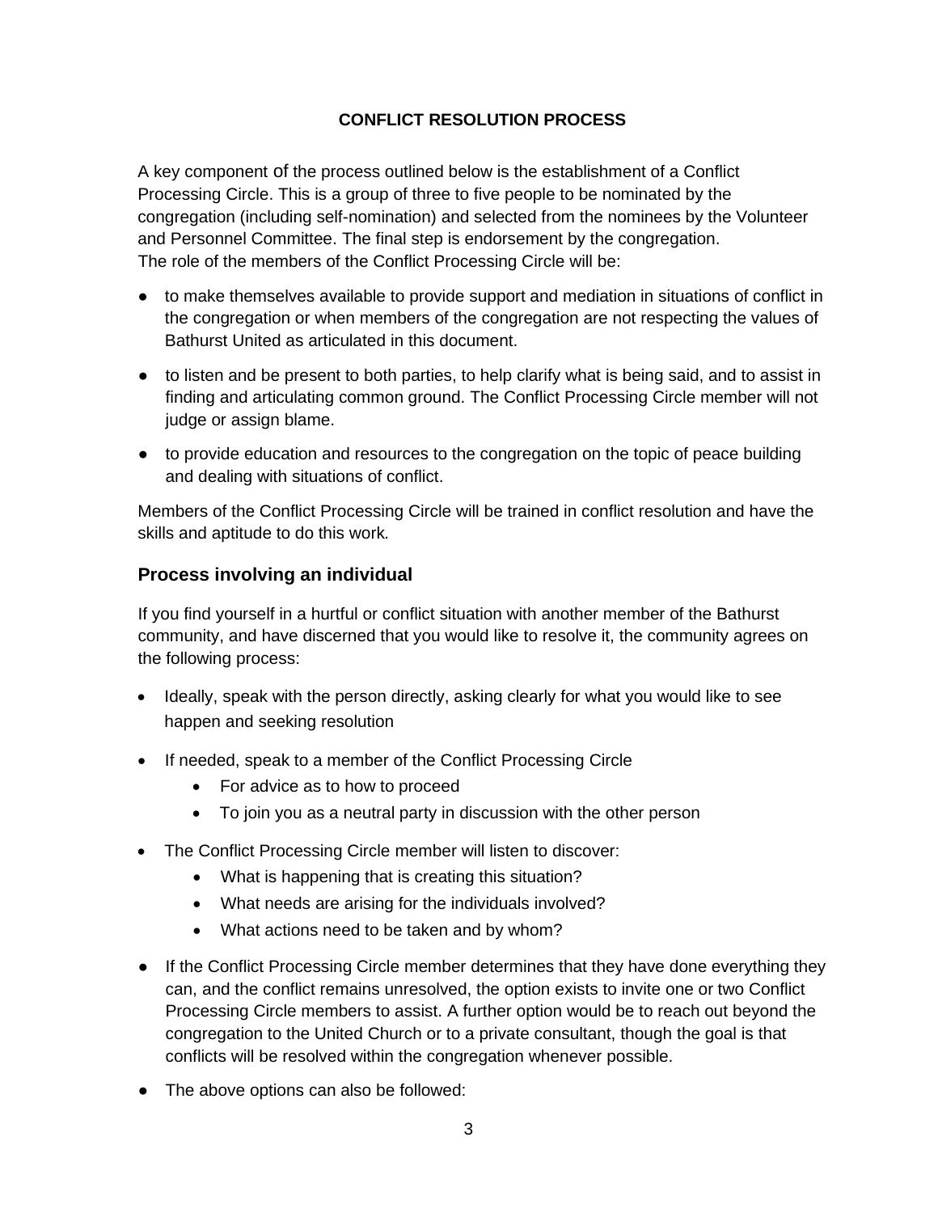**CONFLICT RESOLUTION PROCESS**

A key component of the process outlined below is the establishment of a Conflict Processing Circle. This is a group of three to five people to be nominated by the congregation (including self-nomination) and selected from the nominees by the Volunteer and Personnel Committee. The final step is endorsement by the congregation.
The role of the members of the Conflict Processing Circle will be:

- to make themselves available to provide support and mediation in situations of conflict in the congregation or when members of the congregation are not respecting the values of Bathurst United as articulated in this document.
- to listen and be present to both parties, to help clarify what is being said, and to assist in finding and articulating common ground. The Conflict Processing Circle member will not judge or assign blame.
- to provide education and resources to the congregation on the topic of peace building and dealing with situations of conflict.

Members of the Conflict Processing Circle will be trained in conflict resolution and have the skills and aptitude to do this work.

## Process involving an individual

If you find yourself in a hurtful or conflict situation with another member of the Bathurst community, and have discerned that you would like to resolve it, the community agrees on the following process:

- Ideally, speak with the person directly, asking clearly for what you would like to see happen and seeking resolution
- If needed, speak to a member of the Conflict Processing Circle
    - For advice as to how to proceed
    - To join you as a neutral party in discussion with the other person
- The Conflict Processing Circle member will listen to discover:
    - What is happening that is creating this situation?
    - What needs are arising for the individuals involved?
    - What actions need to be taken and by whom?
- If the Conflict Processing Circle member determines that they have done everything they can, and the conflict remains unresolved, the option exists to invite one or two Conflict Processing Circle members to assist. A further option would be to reach out beyond the congregation to the United Church or to a private consultant, though the goal is that conflicts will be resolved within the congregation whenever possible.
- The above options can also be followed: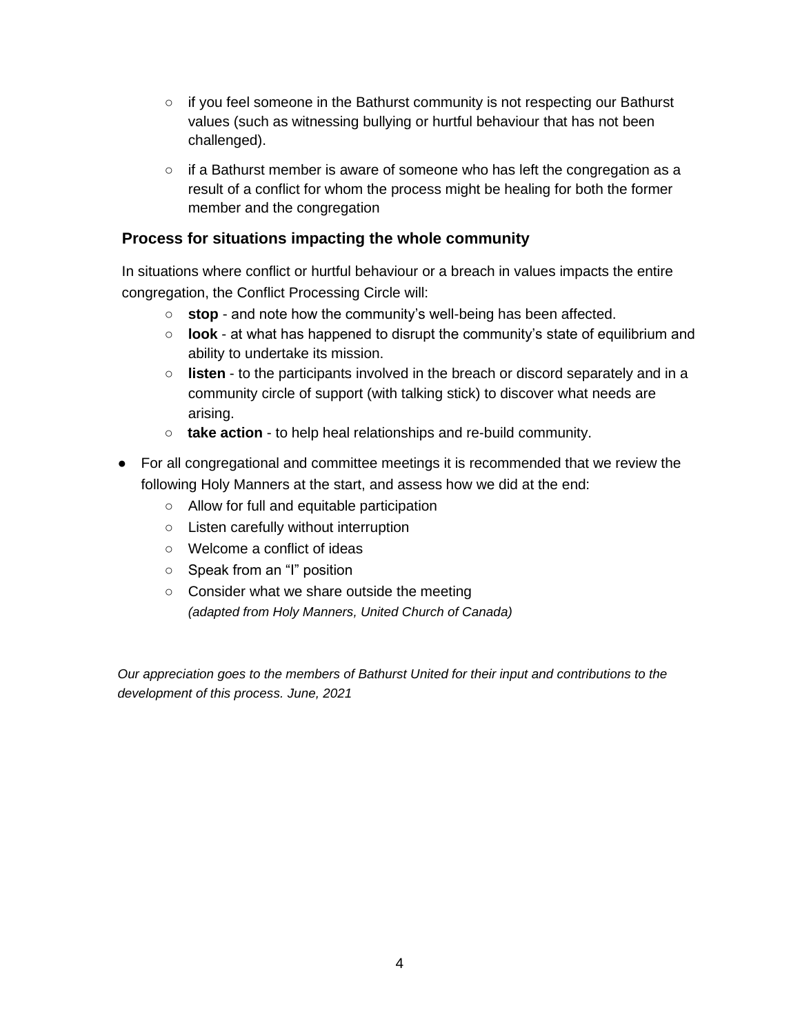- if you feel someone in the Bathurst community is not respecting our Bathurst values (such as witnessing bullying or hurtful behaviour that has not been challenged).
- if a Bathurst member is aware of someone who has left the congregation as a result of a conflict for whom the process might be healing for both the former member and the congregation

### Process for situations impacting the whole community

In situations where conflict or hurtful behaviour or a breach in values impacts the entire congregation, the Conflict Processing Circle will:

- **stop** - and note how the community's well-being has been affected.
- **look** - at what has happened to disrupt the community's state of equilibrium and ability to undertake its mission.
- **listen** - to the participants involved in the breach or discord separately and in a community circle of support (with talking stick) to discover what needs are arising.
- **take action** - to help heal relationships and re-build community.

- For all congregational and committee meetings it is recommended that we review the following Holy Manners at the start, and assess how we did at the end:
  - Allow for full and equitable participation
  - Listen carefully without interruption
  - Welcome a conflict of ideas
  - Speak from an "I" position
  - Consider what we share outside the meeting
    *(adapted from Holy Manners, United Church of Canada)*

*Our appreciation goes to the members of Bathurst United for their input and contributions to the development of this process. June, 2021*